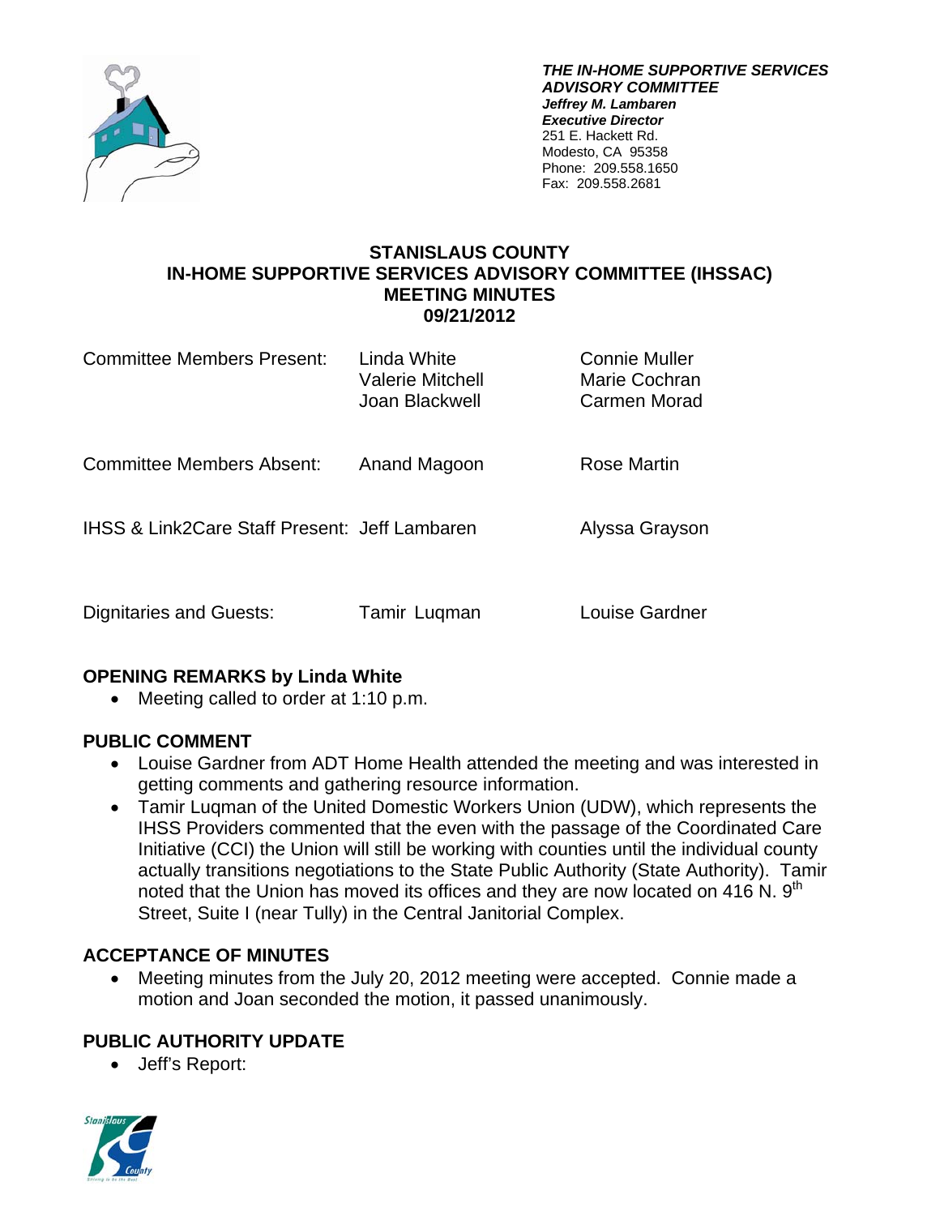***THE IN-HOME SUPPORTIVE SERVICES ADVISORY COMMITTEE***
***Jeffrey M. Lambaren***
***Executive Director***
251 E. Hackett Rd.
Modesto, CA 95358
Phone: 209.558.1650
Fax: 209.558.2681

# STANISLAUS COUNTY
# IN-HOME SUPPORTIVE SERVICES ADVISORY COMMITTEE (IHSSAC)
# MEETING MINUTES
# 09/21/2012

| | | |
|---|---|---|
| Committee Members Present: | Linda White<br>Valerie Mitchell<br>Joan Blackwell | Connie Muller<br>Marie Cochran<br>Carmen Morad |
| Committee Members Absent: | Anand Magoon | Rose Martin |
| IHSS & Link2Care Staff Present: | Jeff Lambaren | Alyssa Grayson |
| Dignitaries and Guests: | Tamir Luqman | Louise Gardner |

## OPENING REMARKS by Linda White

- Meeting called to order at 1:10 p.m.

## PUBLIC COMMENT

- Louise Gardner from ADT Home Health attended the meeting and was interested in getting comments and gathering resource information.
- Tamir Luqman of the United Domestic Workers Union (UDW), which represents the IHSS Providers commented that the even with the passage of the Coordinated Care Initiative (CCI) the Union will still be working with counties until the individual county actually transitions negotiations to the State Public Authority (State Authority). Tamir noted that the Union has moved its offices and they are now located on 416 N. 9th Street, Suite I (near Tully) in the Central Janitorial Complex.

## ACCEPTANCE OF MINUTES

- Meeting minutes from the July 20, 2012 meeting were accepted. Connie made a motion and Joan seconded the motion, it passed unanimously.

## PUBLIC AUTHORITY UPDATE

- Jeff's Report: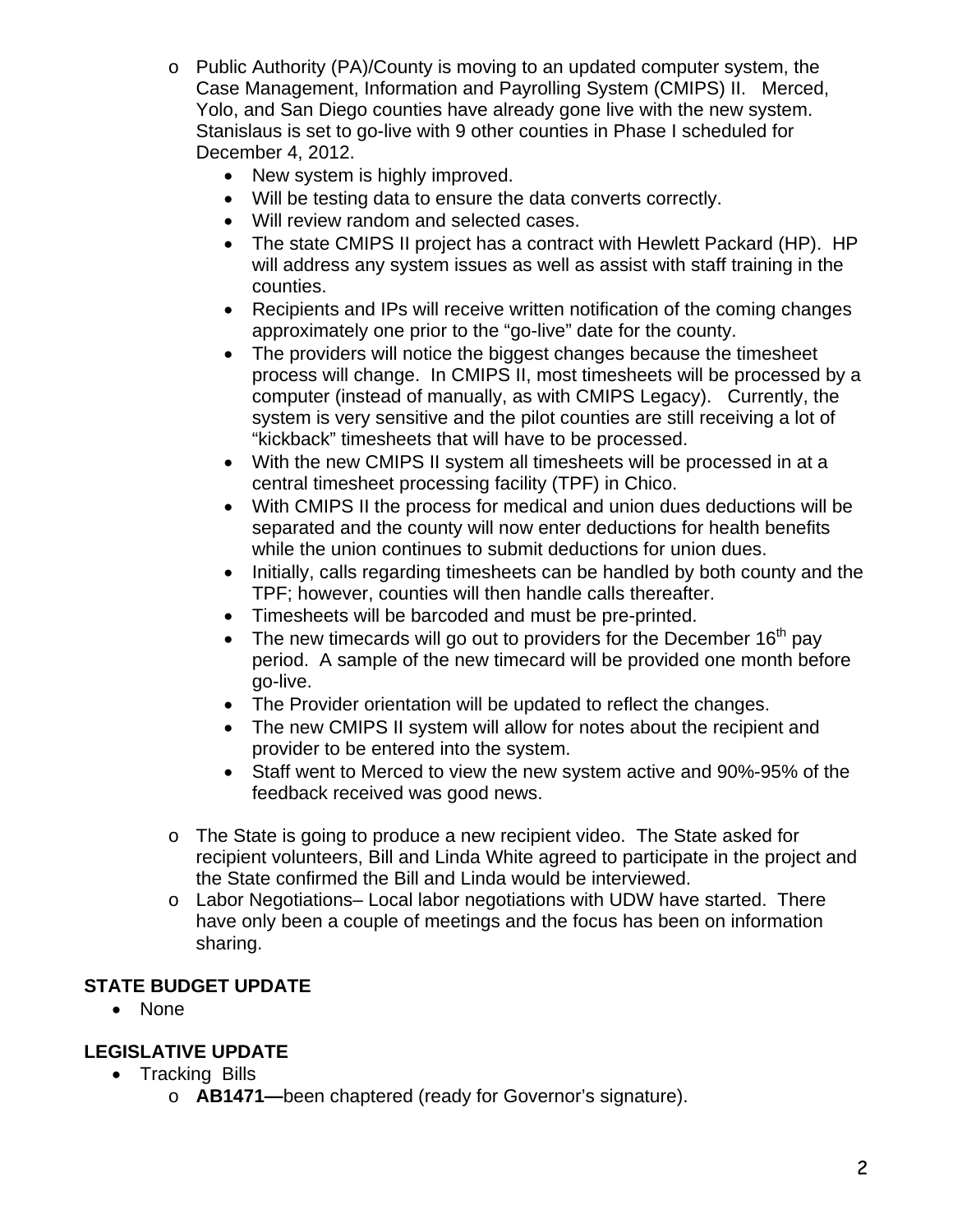- Public Authority (PA)/County is moving to an updated computer system, the Case Management, Information and Payrolling System (CMIPS) II. Merced, Yolo, and San Diego counties have already gone live with the new system. Stanislaus is set to go-live with 9 other counties in Phase I scheduled for December 4, 2012.
    - New system is highly improved.
    - Will be testing data to ensure the data converts correctly.
    - Will review random and selected cases.
    - The state CMIPS II project has a contract with Hewlett Packard (HP). HP will address any system issues as well as assist with staff training in the counties.
    - Recipients and IPs will receive written notification of the coming changes approximately one prior to the "go-live" date for the county.
    - The providers will notice the biggest changes because the timesheet process will change. In CMIPS II, most timesheets will be processed by a computer (instead of manually, as with CMIPS Legacy). Currently, the system is very sensitive and the pilot counties are still receiving a lot of "kickback" timesheets that will have to be processed.
    - With the new CMIPS II system all timesheets will be processed in at a central timesheet processing facility (TPF) in Chico.
    - With CMIPS II the process for medical and union dues deductions will be separated and the county will now enter deductions for health benefits while the union continues to submit deductions for union dues.
    - Initially, calls regarding timesheets can be handled by both county and the TPF; however, counties will then handle calls thereafter.
    - Timesheets will be barcoded and must be pre-printed.
    - The new timecards will go out to providers for the December 16th pay period. A sample of the new timecard will be provided one month before go-live.
    - The Provider orientation will be updated to reflect the changes.
    - The new CMIPS II system will allow for notes about the recipient and provider to be entered into the system.
    - Staff went to Merced to view the new system active and 90%-95% of the feedback received was good news.
- The State is going to produce a new recipient video. The State asked for recipient volunteers, Bill and Linda White agreed to participate in the project and the State confirmed the Bill and Linda would be interviewed.
- Labor Negotiations– Local labor negotiations with UDW have started. There have only been a couple of meetings and the focus has been on information sharing.

**STATE BUDGET UPDATE**

- None

**LEGISLATIVE UPDATE**

- Tracking Bills
    - **AB1471—**been chaptered (ready for Governor's signature).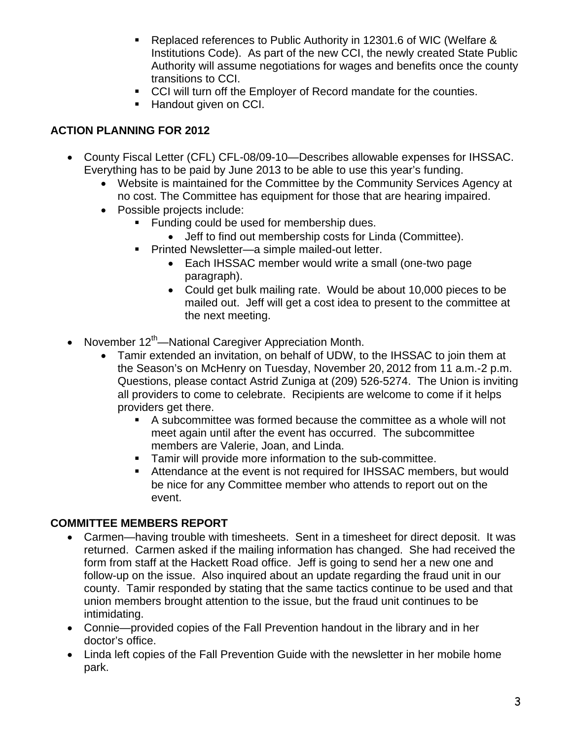- Replaced references to Public Authority in 12301.6 of WIC (Welfare & Institutions Code). As part of the new CCI, the newly created State Public Authority will assume negotiations for wages and benefits once the county transitions to CCI.
    - CCI will turn off the Employer of Record mandate for the counties.
    - Handout given on CCI.

**ACTION PLANNING FOR 2012**

- County Fiscal Letter (CFL) CFL-08/09-10—Describes allowable expenses for IHSSAC. Everything has to be paid by June 2013 to be able to use this year's funding.
  - Website is maintained for the Committee by the Community Services Agency at no cost. The Committee has equipment for those that are hearing impaired.
  - Possible projects include:
    - Funding could be used for membership dues.
      - Jeff to find out membership costs for Linda (Committee).
    - Printed Newsletter—a simple mailed-out letter.
      - Each IHSSAC member would write a small (one-two page paragraph).
      - Could get bulk mailing rate. Would be about 10,000 pieces to be mailed out. Jeff will get a cost idea to present to the committee at the next meeting.

- November 12th—National Caregiver Appreciation Month.
  - Tamir extended an invitation, on behalf of UDW, to the IHSSAC to join them at the Season's on McHenry on Tuesday, November 20, 2012 from 11 a.m.-2 p.m. Questions, please contact Astrid Zuniga at (209) 526-5274. The Union is inviting all providers to come to celebrate. Recipients are welcome to come if it helps providers get there.
    - A subcommittee was formed because the committee as a whole will not meet again until after the event has occurred. The subcommittee members are Valerie, Joan, and Linda.
    - Tamir will provide more information to the sub-committee.
    - Attendance at the event is not required for IHSSAC members, but would be nice for any Committee member who attends to report out on the event.

**COMMITTEE MEMBERS REPORT**

- Carmen—having trouble with timesheets. Sent in a timesheet for direct deposit. It was returned. Carmen asked if the mailing information has changed. She had received the form from staff at the Hackett Road office. Jeff is going to send her a new one and follow-up on the issue. Also inquired about an update regarding the fraud unit in our county. Tamir responded by stating that the same tactics continue to be used and that union members brought attention to the issue, but the fraud unit continues to be intimidating.
- Connie—provided copies of the Fall Prevention handout in the library and in her doctor's office.
- Linda left copies of the Fall Prevention Guide with the newsletter in her mobile home park.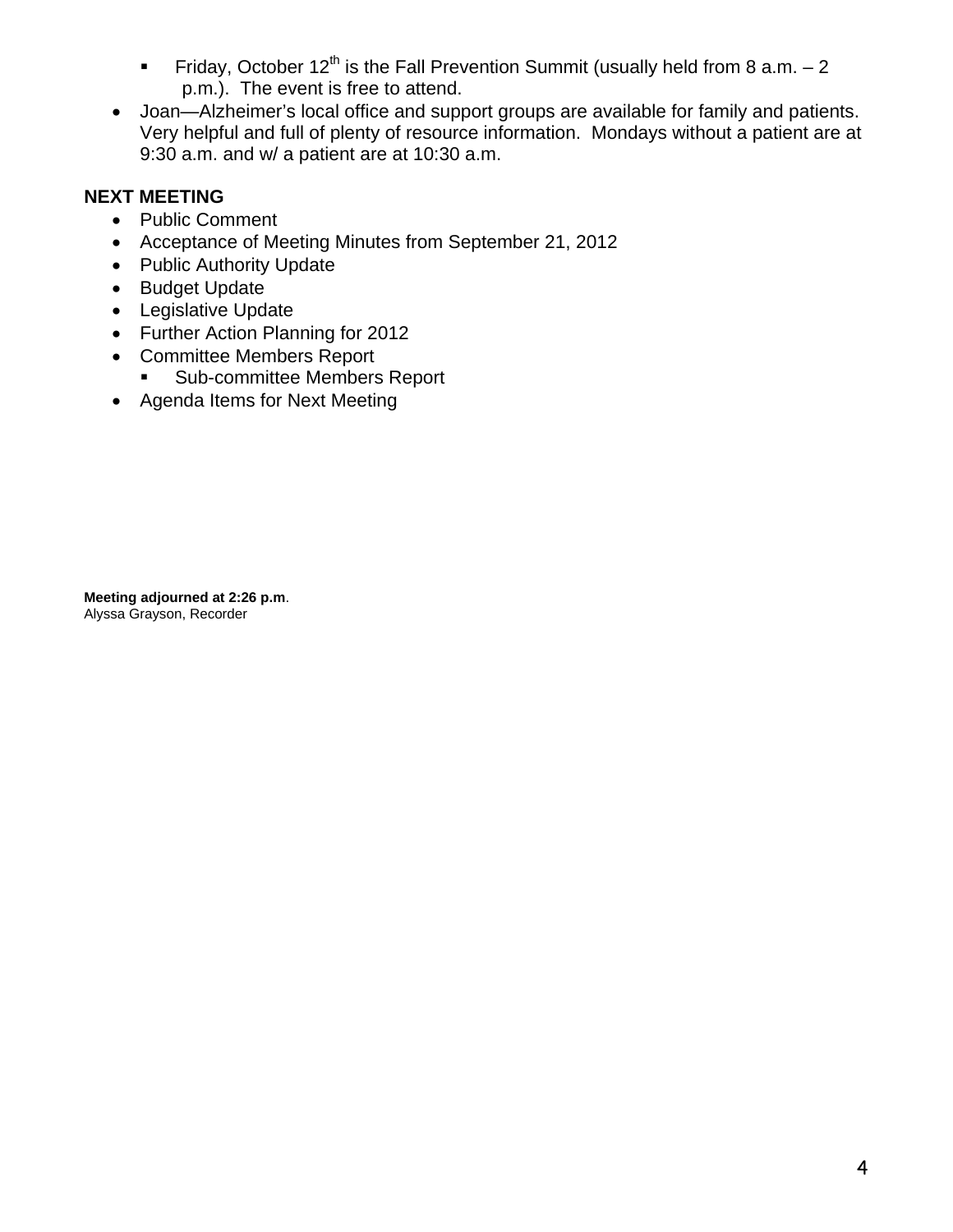- Friday, October 12th is the Fall Prevention Summit (usually held from 8 a.m. – 2 p.m.). The event is free to attend.
- Joan—Alzheimer's local office and support groups are available for family and patients. Very helpful and full of plenty of resource information. Mondays without a patient are at 9:30 a.m. and w/ a patient are at 10:30 a.m.

## NEXT MEETING

- Public Comment
- Acceptance of Meeting Minutes from September 21, 2012
- Public Authority Update
- Budget Update
- Legislative Update
- Further Action Planning for 2012
- Committee Members Report
    - Sub-committee Members Report
- Agenda Items for Next Meeting

**Meeting adjourned at 2:26 p.m**.
Alyssa Grayson, Recorder